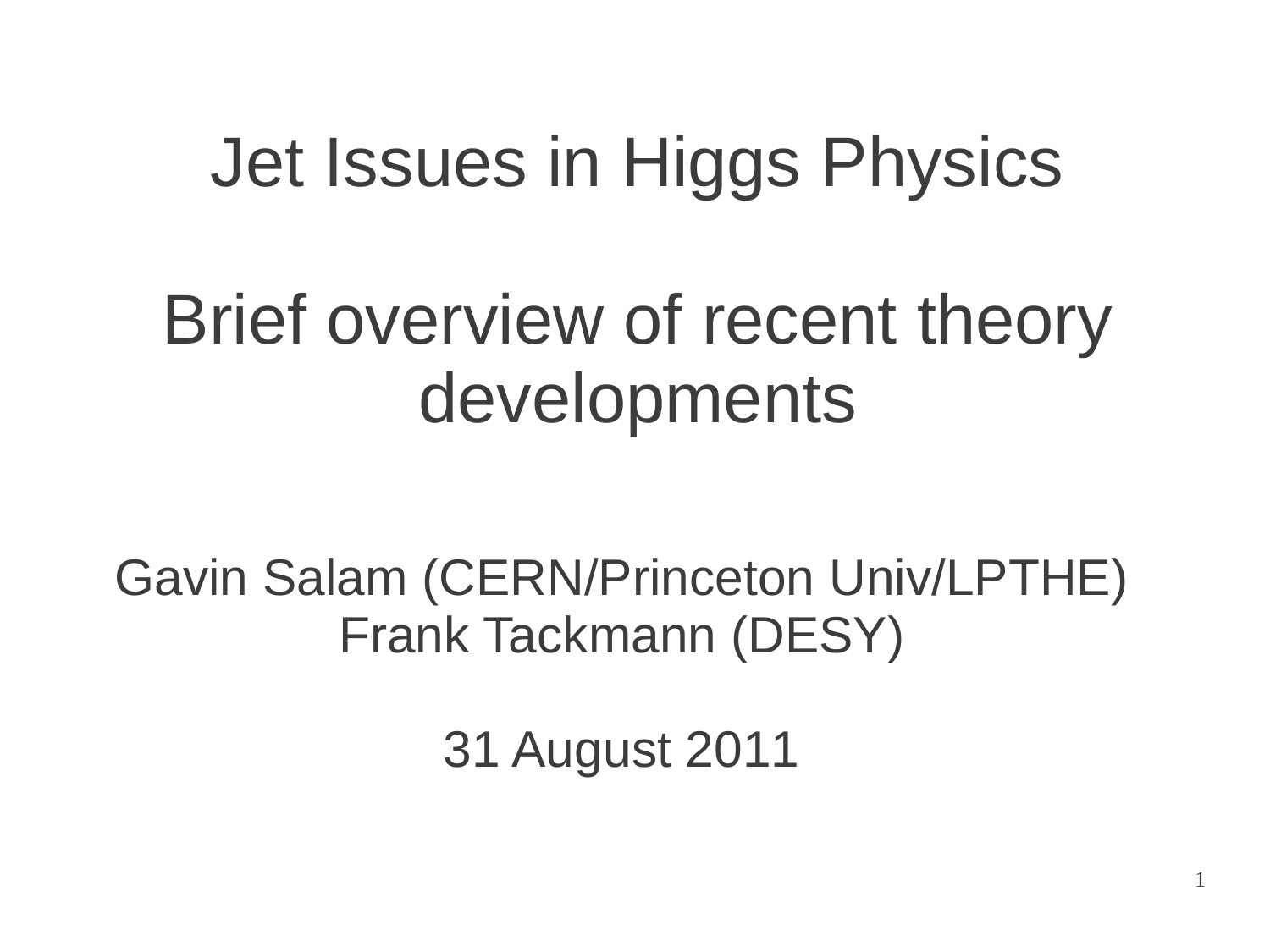# Jet Issues in Higgs Physics

## Brief overview of recent theory developments

Gavin Salam (CERN/Princeton Univ/LPTHE)
Frank Tackmann (DESY)

31 August 2011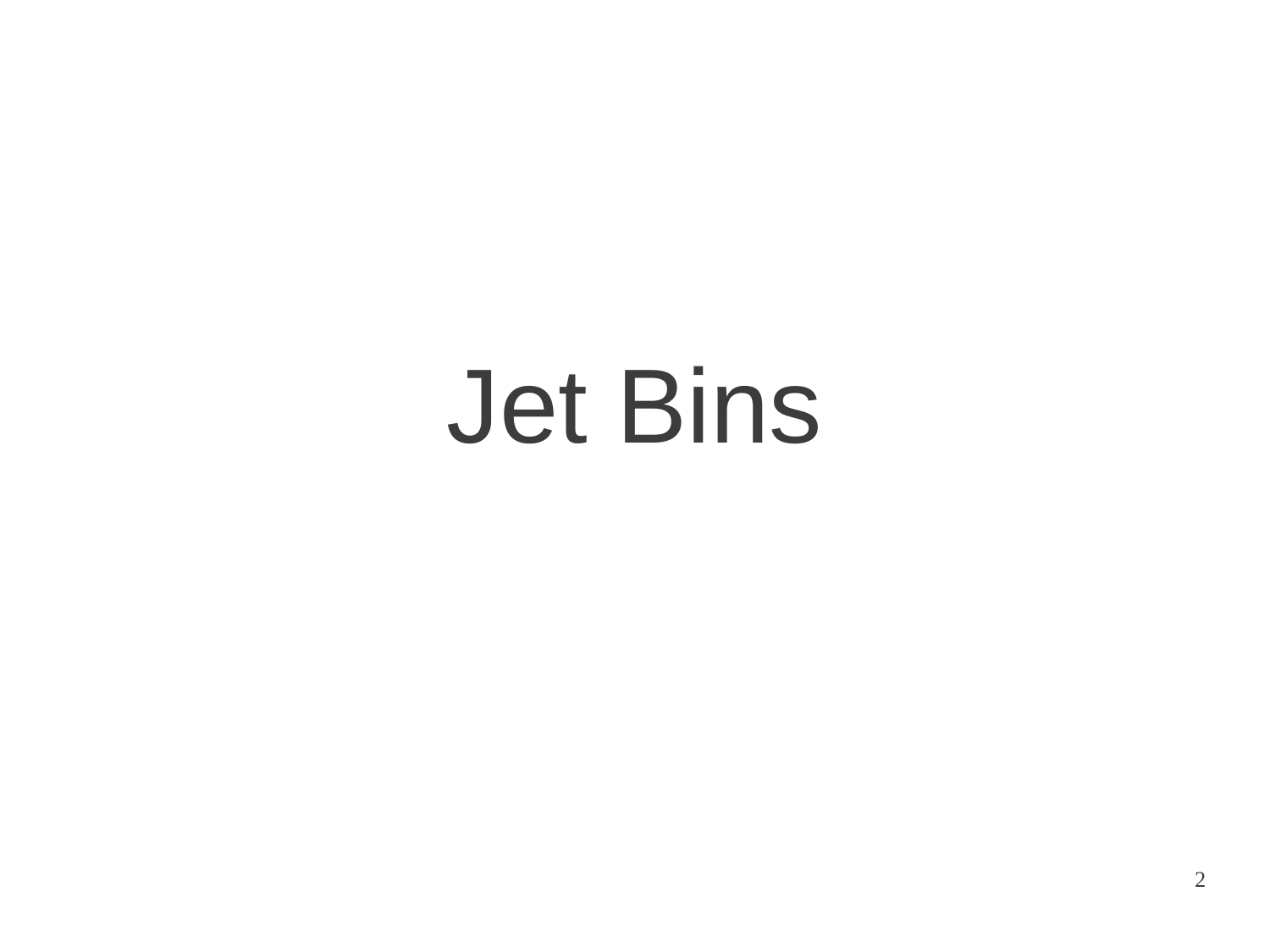# Jet Bins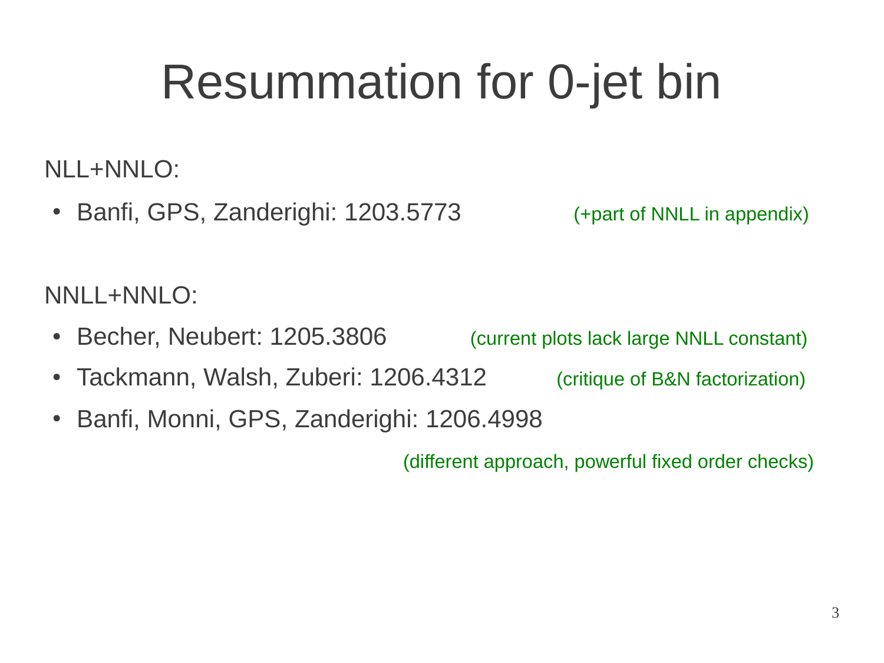# Resummation for 0-jet bin

NLL+NNLO:

- Banfi, GPS, Zanderighi: 1203.5773 (+part of NNLL in appendix)

NNLL+NNLO:

- Becher, Neubert: 1205.3806 (current plots lack large NNLL constant)
- Tackmann, Walsh, Zuberi: 1206.4312 (critique of B&N factorization)
- Banfi, Monni, GPS, Zanderighi: 1206.4998

  (different approach, powerful fixed order checks)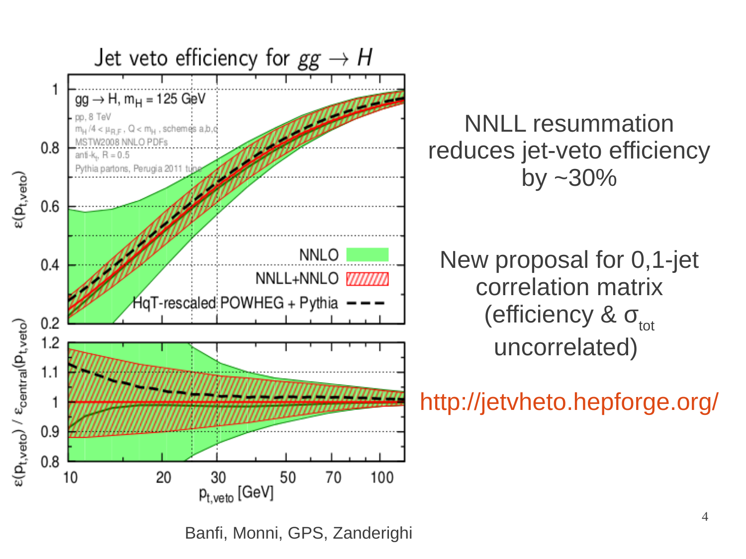NNLL resummation reduces jet-veto efficiency by ~30%

New proposal for 0,1-jet correlation matrix (efficiency & $\sigma_{tot}$ uncorrelated)

http://jetvheto.hepforge.org/

Banfi, Monni, GPS, Zanderighi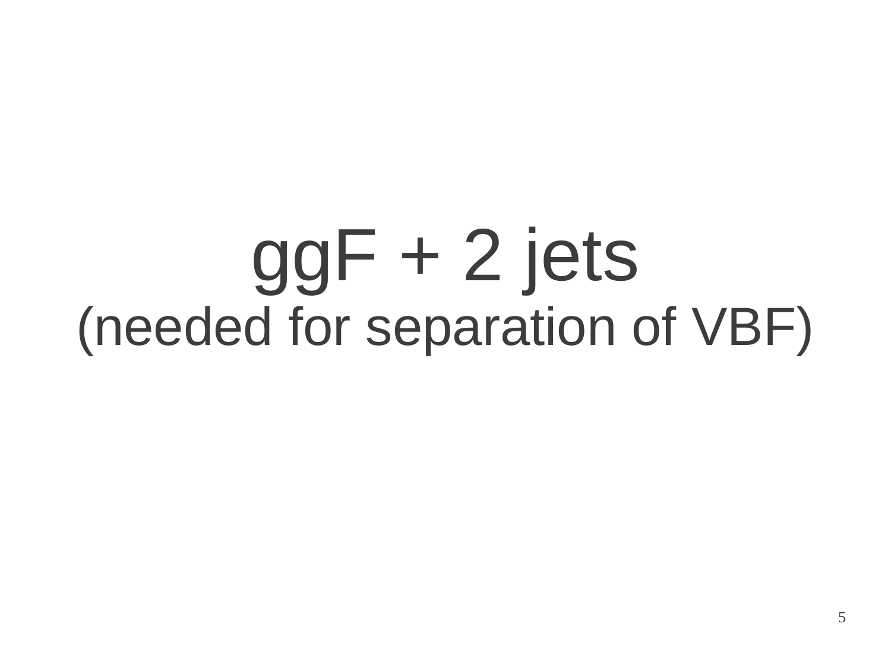# ggF + 2 jets

## (needed for separation of VBF)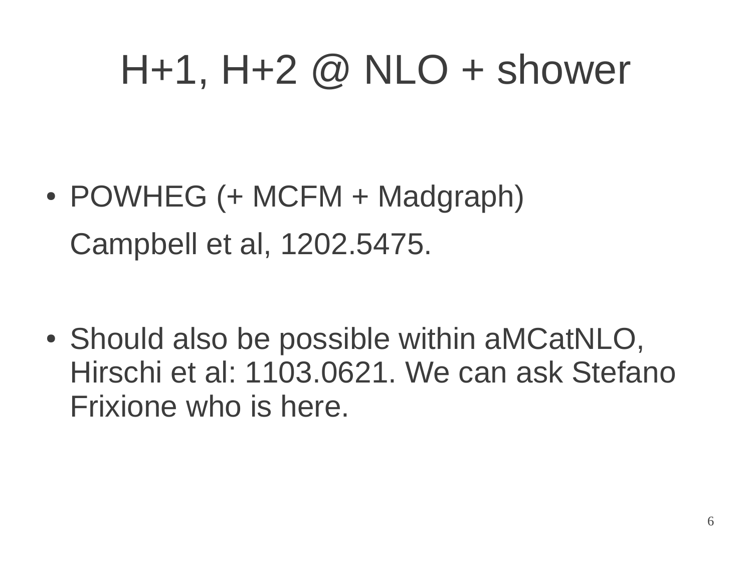# H+1, H+2 @ NLO + shower

- POWHEG (+ MCFM + Madgraph)

  Campbell et al, 1202.5475.

- Should also be possible within aMCatNLO, Hirschi et al: 1103.0621. We can ask Stefano Frixione who is here.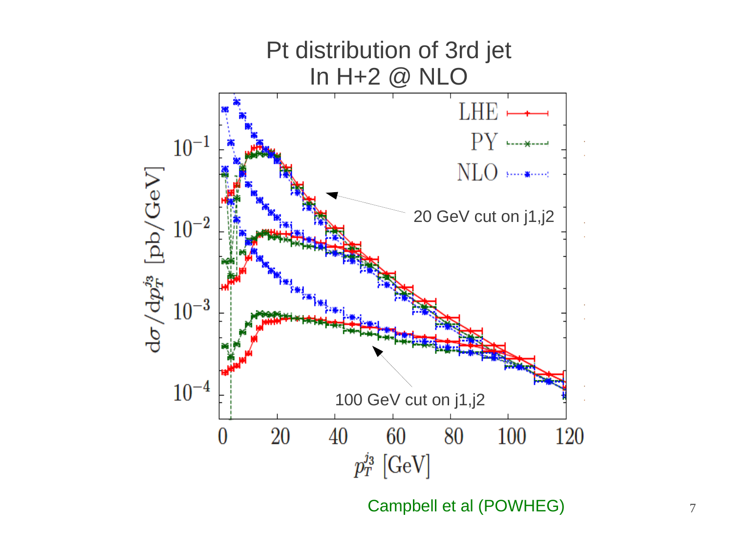# Pt distribution of 3rd jet In H+2 @ NLO

LHE — PY — NLO

$d\sigma / dp_T^{j_3}$ [pb/GeV]

$p_T^{j_3}$ [GeV]

20 GeV cut on j1,j2

100 GeV cut on j1,j2

Campbell et al (POWHEG)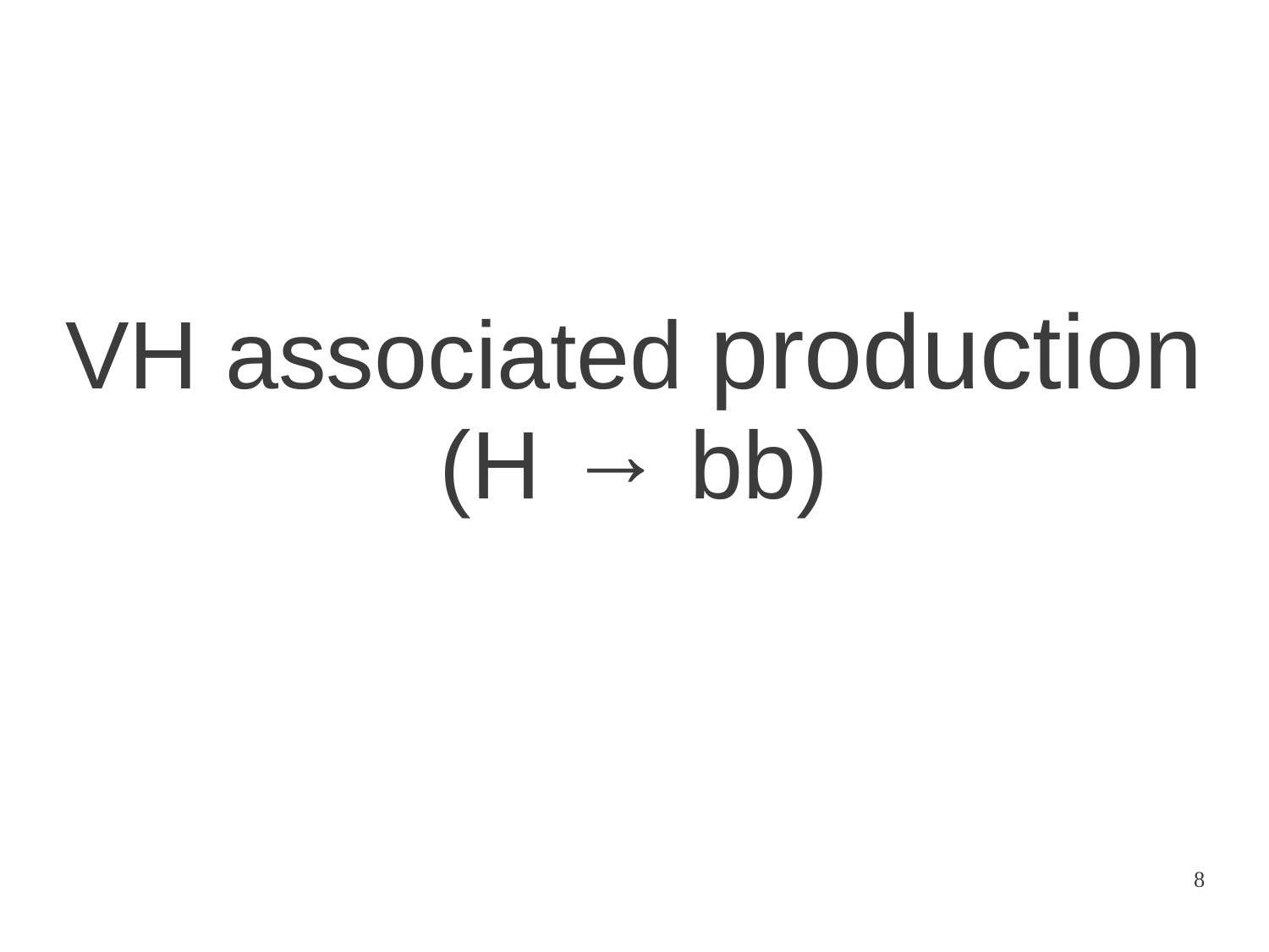# VH associated production ($H \to bb$)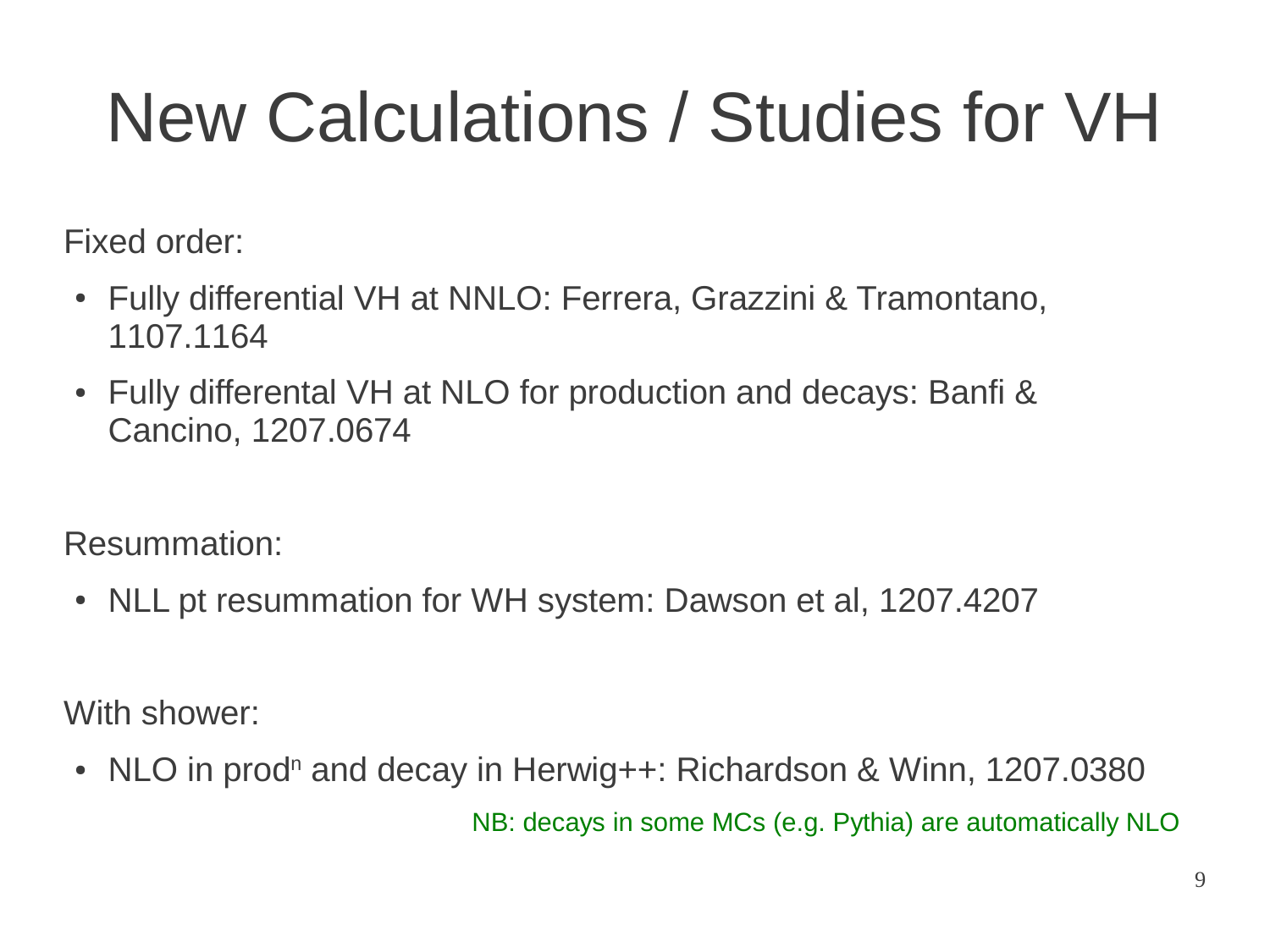# New Calculations / Studies for VH

Fixed order:

- Fully differential VH at NNLO: Ferrera, Grazzini & Tramontano, 1107.1164
- Fully differental VH at NLO for production and decays: Banfi & Cancino, 1207.0674

Resummation:

- NLL pt resummation for WH system: Dawson et al, 1207.4207

With shower:

- NLO in prod$^n$ and decay in Herwig++: Richardson & Winn, 1207.0380

NB: decays in some MCs (e.g. Pythia) are automatically NLO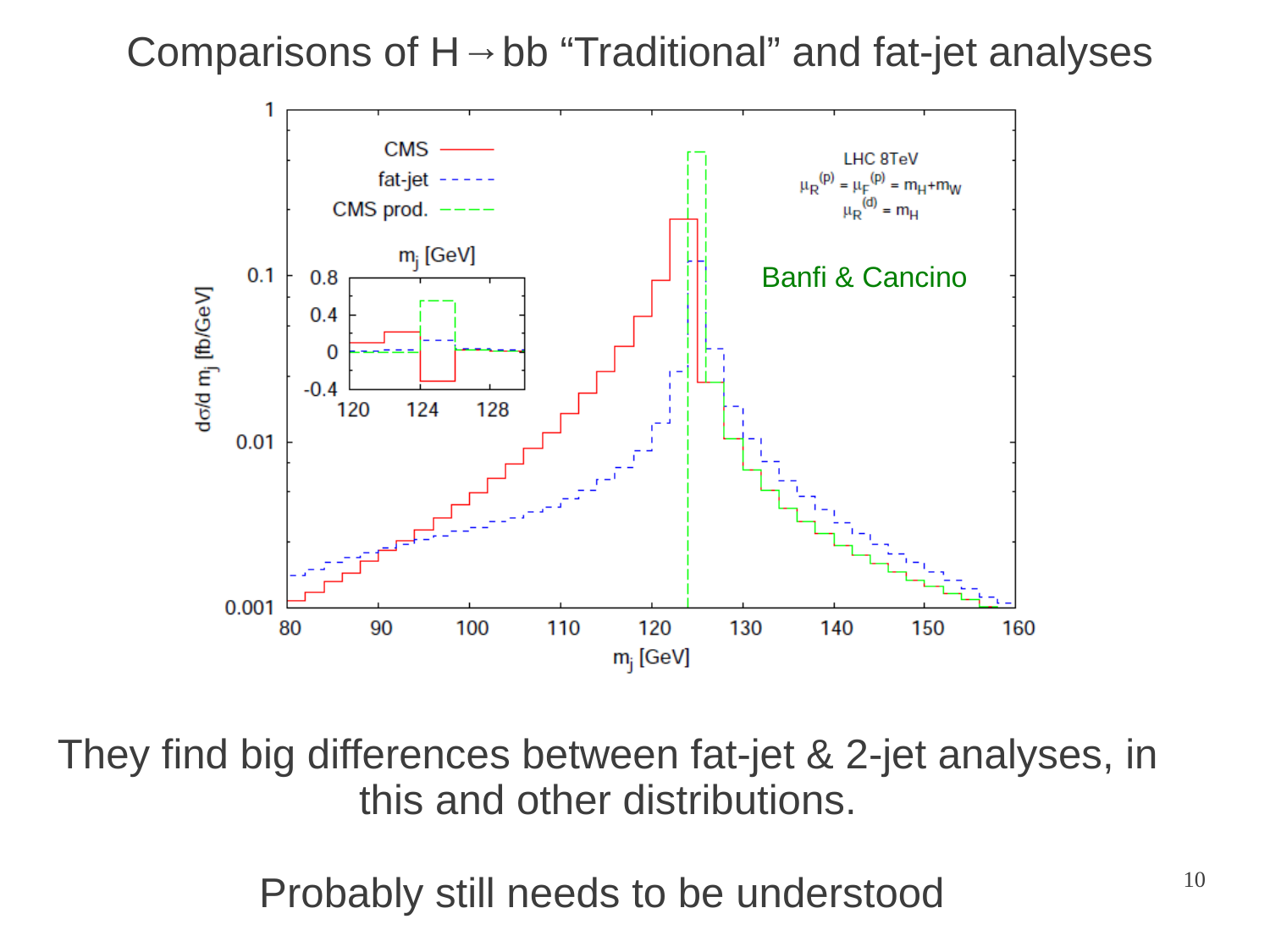# Comparisons of $H \rightarrow bb$ "Traditional" and fat-jet analyses

They find big differences between fat-jet & 2-jet analyses, in this and other distributions.

Probably still needs to be understood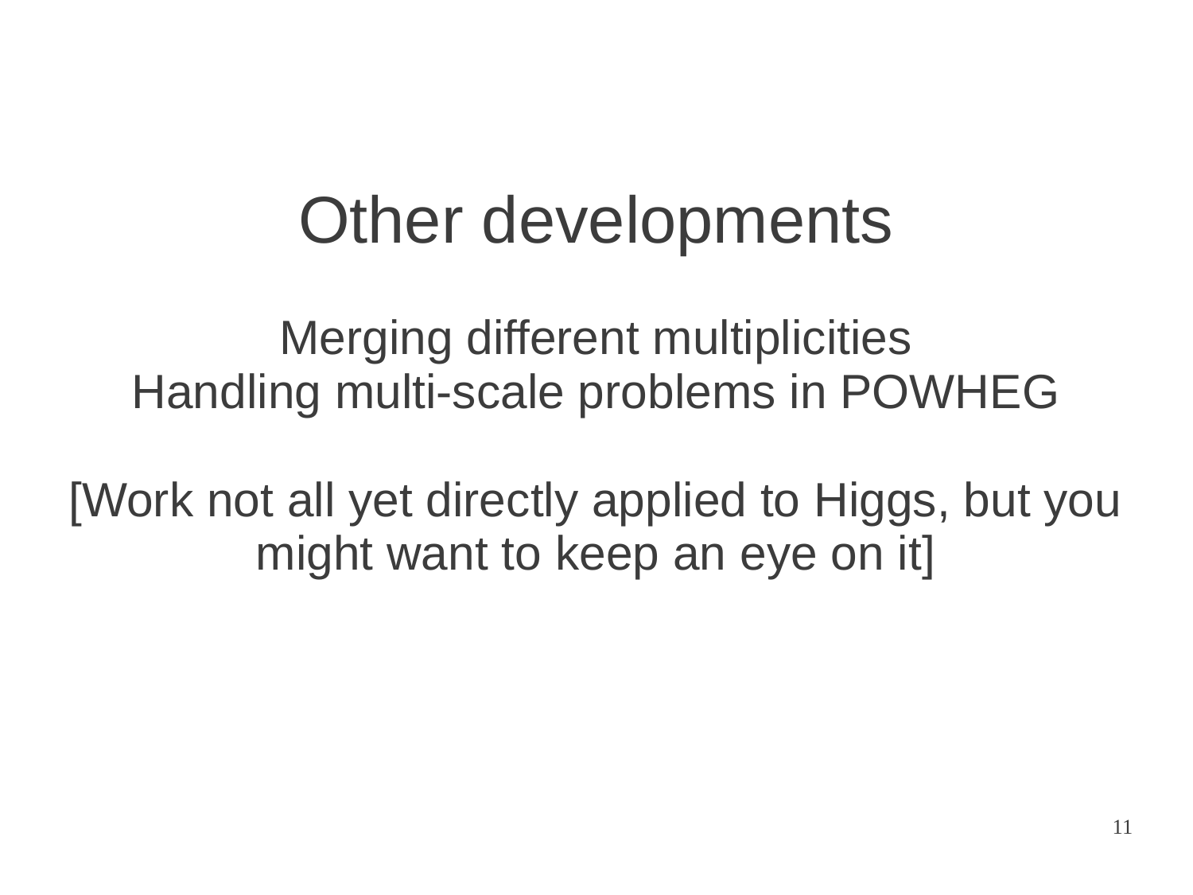# Other developments

Merging different multiplicities
Handling multi-scale problems in POWHEG

[Work not all yet directly applied to Higgs, but you might want to keep an eye on it]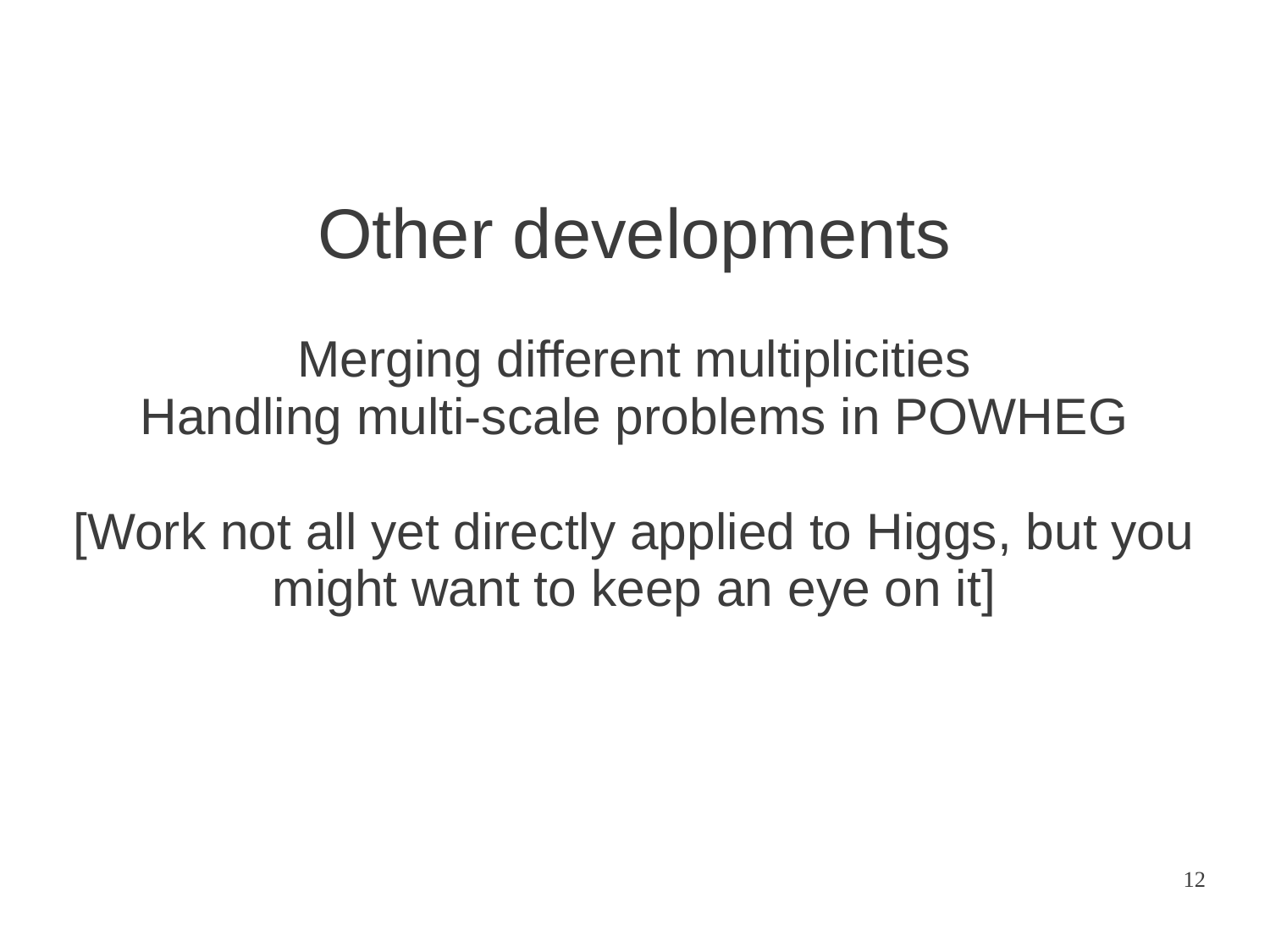# Other developments

Merging different multiplicities
Handling multi-scale problems in POWHEG

[Work not all yet directly applied to Higgs, but you might want to keep an eye on it]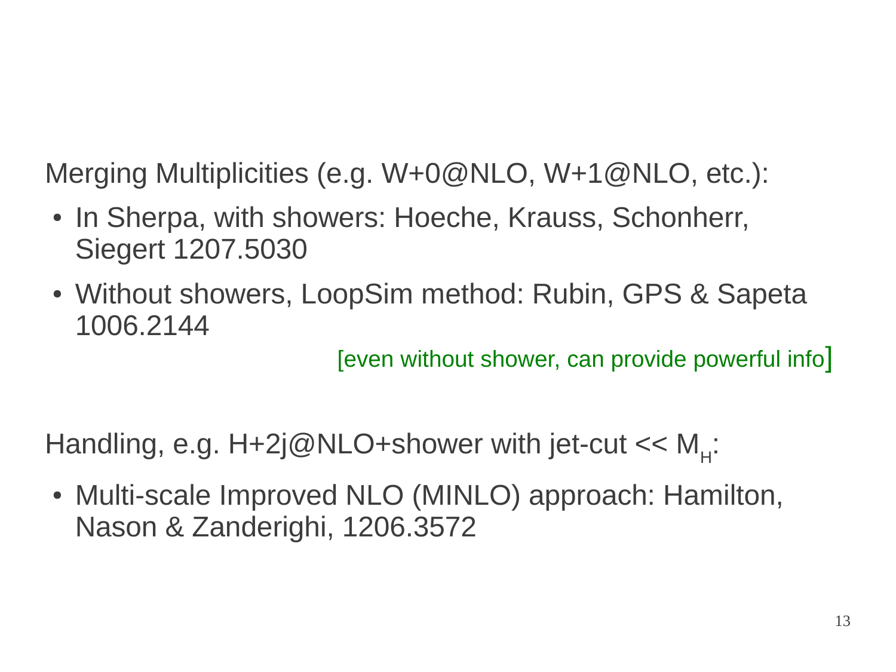Merging Multiplicities (e.g. W+0@NLO, W+1@NLO, etc.):

- In Sherpa, with showers: Hoeche, Krauss, Schonherr, Siegert 1207.5030
- Without showers, LoopSim method: Rubin, GPS & Sapeta 1006.2144

[even without shower, can provide powerful info]

Handling, e.g. H+2j@NLO+shower with jet-cut << $M_H$:

- Multi-scale Improved NLO (MINLO) approach: Hamilton, Nason & Zanderighi, 1206.3572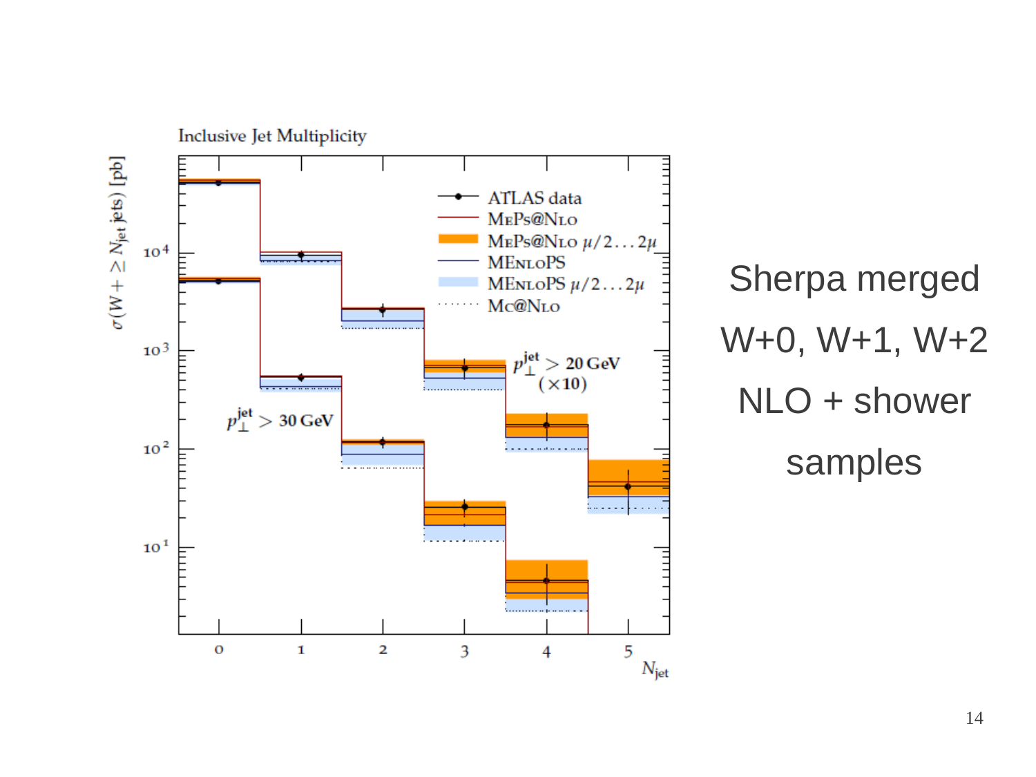Inclusive Jet Multiplicity

$\sigma(W + \geq N_{\mathrm{jet}}\ \mathrm{jets})$ [pb]

$10^4$

$10^3$

$10^2$

$10^1$

ATLAS data

MEPS@NLO

MEPS@NLO $\mu/2 \ldots 2\mu$

MENLOPS

MENLOPS $\mu/2 \ldots 2\mu$

MC@NLO

$p_\perp^{\mathrm{jet}} > 20$ GeV ($\times 10$)

$p_\perp^{\mathrm{jet}} > 30$ GeV

0 1 2 3 4 5

$N_{\mathrm{jet}}$

Sherpa merged W+0, W+1, W+2 NLO + shower samples